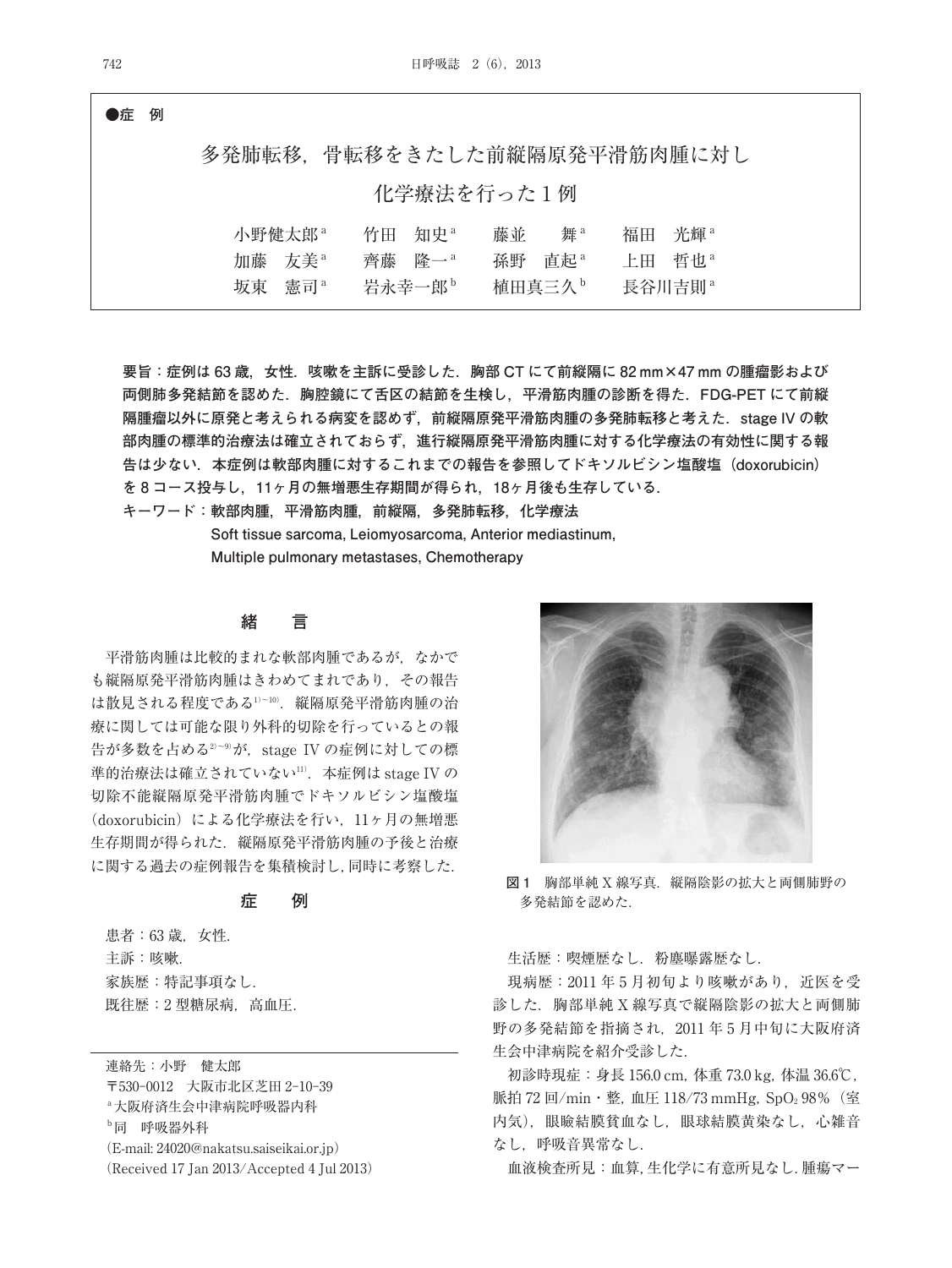●症　例

# 多発肺転移，骨転移をきたした前縦隔原発平滑筋肉腫に対し化学療法を行った1例

小野健太郎[a]　竹田　知史[a]　藤並　　舞[a]　福田　光輝[a]
加藤　友美[a]　齊藤　隆一[a]　孫野　直起[a]　上田　哲也[a]
坂東　憲司[a]　岩永幸一郎[b]　植田真三久[b]　長谷川吉則[a]

**要旨：症例は63歳，女性．咳嗽を主訴に受診した．胸部CTにて前縦隔に82 mm×47 mmの腫瘤影および両側肺多発結節を認めた．胸腔鏡にて舌区の結節を生検し，平滑筋肉腫の診断を得た．FDG-PETにて前縦隔腫瘤以外に原発と考えられる病変を認めず，前縦隔原発平滑筋肉腫の多発肺転移と考えた．stage IVの軟部肉腫の標準的治療法は確立されておらず，進行縦隔原発平滑筋肉腫に対する化学療法の有効性に関する報告は少ない．本症例は軟部肉腫に対するこれまでの報告を参照してドキソルビシン塩酸塩（doxorubicin）を8コース投与し，11ヶ月の無増悪生存期間が得られ，18ヶ月後も生存している．**

**キーワード：軟部肉腫，平滑筋肉腫，前縦隔，多発肺転移，化学療法**
**Soft tissue sarcoma, Leiomyosarcoma, Anterior mediastinum, Multiple pulmonary metastases, Chemotherapy**

## 緒　言

平滑筋肉腫は比較的まれな軟部肉腫であるが，なかでも縦隔原発平滑筋肉腫はきわめてまれであり，その報告は散見される程度である[1)~10)]．縦隔原発平滑筋肉腫の治療に関しては可能な限り外科的切除を行っているとの報告が多数を占める[2)~9)]が，stage IVの症例に対しての標準的治療法は確立されていない[11)]．本症例はstage IVの切除不能縦隔原発平滑筋肉腫でドキソルビシン塩酸塩（doxorubicin）による化学療法を行い，11ヶ月の無増悪生存期間が得られた．縦隔原発平滑筋肉腫の予後と治療に関する過去の症例報告を集積検討し，同時に考察した．

## 症　例

患者：63歳，女性．
主訴：咳嗽．
家族歴：特記事項なし．
既往歴：2型糖尿病，高血圧．

**図1**　胸部単純X線写真．縦隔陰影の拡大と両側肺野の多発結節を認めた．

生活歴：喫煙歴なし．粉塵曝露歴なし．

現病歴：2011年5月初旬より咳嗽があり，近医を受診した．胸部単純X線写真で縦隔陰影の拡大と両側肺野の多発結節を指摘され，2011年5月中旬に大阪府済生会中津病院を紹介受診した．

初診時現症：身長156.0 cm，体重73.0 kg，体温36.6℃，脈拍72回/min・整，血圧118/73 mmHg，$SpO_2$ 98%（室内気），眼瞼結膜貧血なし，眼球結膜黄染なし，心雑音なし，呼吸音異常なし．

血液検査所見：血算，生化学に有意所見なし．腫瘍マー

連絡先：小野　健太郎
〒530-0012　大阪市北区芝田2-10-39
[a]大阪府済生会中津病院呼吸器内科
[b]同　呼吸器外科
（E-mail: 24020@nakatsu.saiseikai.or.jp）
（Received 17 Jan 2013/Accepted 4 Jul 2013）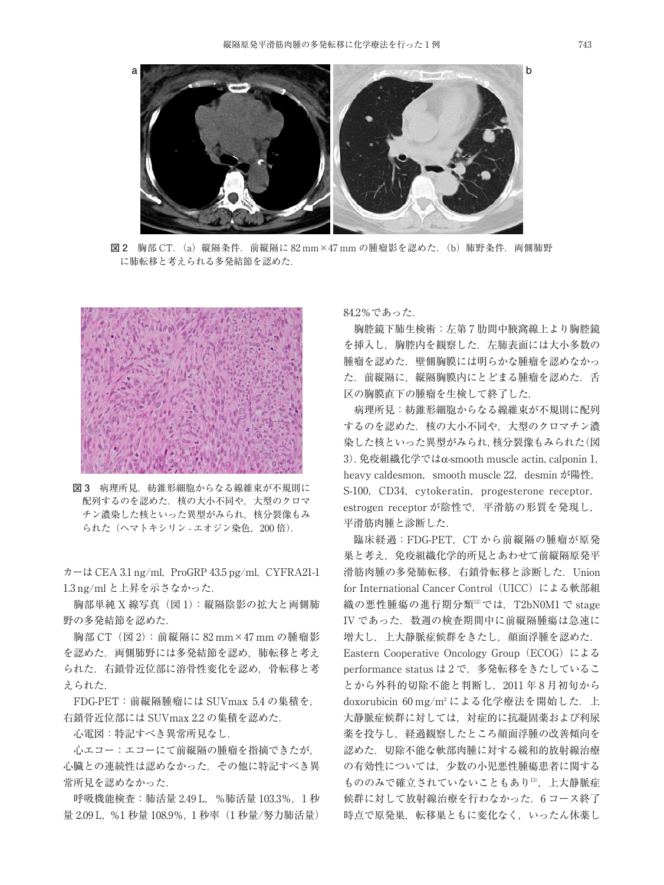図 2　胸部 CT．（a）縦隔条件．前縦隔に 82 mm × 47 mm の腫瘤影を認めた．（b）肺野条件．両側肺野に肺転移と考えられる多発結節を認めた．

図 3　病理所見．紡錘形細胞からなる線維束が不規則に配列するのを認めた．核の大小不同や，大型のクロマチン濃染した核といった異型がみられ，核分裂像もみられた（ヘマトキシリン - エオジン染色，200 倍）．

カーは CEA 3.1 ng/ml，ProGRP 43.5 pg/ml，CYFRA21-1 1.3 ng/ml と上昇を示さなかった．

胸部単純 X 線写真（図 1）：縦隔陰影の拡大と両側肺野の多発結節を認めた．

胸部 CT（図 2）：前縦隔に 82 mm × 47 mm の腫瘤影を認めた．両側肺野には多発結節を認め，肺転移と考えられた．右鎖骨近位部に溶骨性変化を認め，骨転移と考えられた．

FDG-PET：前縦隔腫瘤には SUVmax 5.4 の集積を，右鎖骨近位部には SUVmax 2.2 の集積を認めた．

心電図：特記すべき異常所見なし．

心エコー：エコーにて前縦隔の腫瘤を指摘できたが，心臓との連続性は認めなかった．その他に特記すべき異常所見を認めなかった．

呼吸機能検査：肺活量 2.49 L，%肺活量 103.3%，1 秒量 2.09 L，%1 秒量 108.9%，1 秒率（1 秒量/努力肺活量）84.2% であった．

胸腔鏡下肺生検術：左第 7 肋間中腋窩線上より胸腔鏡を挿入し，胸腔内を観察した．左肺表面には大小多数の腫瘤を認めた．壁側胸膜には明らかな腫瘤を認めなかった．前縦隔に，縦隔胸膜内にとどまる腫瘤を認めた．舌区の胸膜直下の腫瘤を生検して終了した．

病理所見：紡錘形細胞からなる線維束が不規則に配列するのを認めた．核の大小不同や，大型のクロマチン濃染した核といった異型がみられ，核分裂像もみられた（図 3）．免疫組織化学では α-smooth muscle actin, calponin 1, heavy caldesmon，smooth muscle 22，desmin が陽性，S-100，CD34，cytokeratin，progesterone receptor，estrogen receptor が陰性で，平滑筋の形質を発現し，平滑筋肉腫と診断した．

臨床経過：FDG-PET，CT から前縦隔の腫瘤が原発巣と考え，免疫組織化学的所見とあわせて前縦隔原発平滑筋肉腫の多発肺転移，右鎖骨転移と診断した．Union for International Cancer Control（UICC）による軟部組織の悪性腫瘍の進行期分類[12]では，T2bN0M1 で stage IV であった．数週の検査期間中に前縦隔腫瘍は急速に増大し，上大静脈症候群をきたし，顔面浮腫を認めた．Eastern Cooperative Oncology Group（ECOG）による performance status は 2 で，多発転移をきたしていることから外科的切除不能と判断し，2011 年 8 月初旬から doxorubicin 60 mg/m$^2$ による化学療法を開始した．上大静脈症候群に対しては，対症的に抗凝固薬および利尿薬を投与し，経過観察したところ顔面浮腫の改善傾向を認めた．切除不能な軟部肉腫に対する緩和的放射線治療の有効性については，少数の小児悪性腫瘍患者に関するもののみで確立されていないこともあり[13]，上大静脈症候群に対して放射線治療を行わなかった．6 コース終了時点で原発巣，転移巣ともに変化なく，いったん休薬し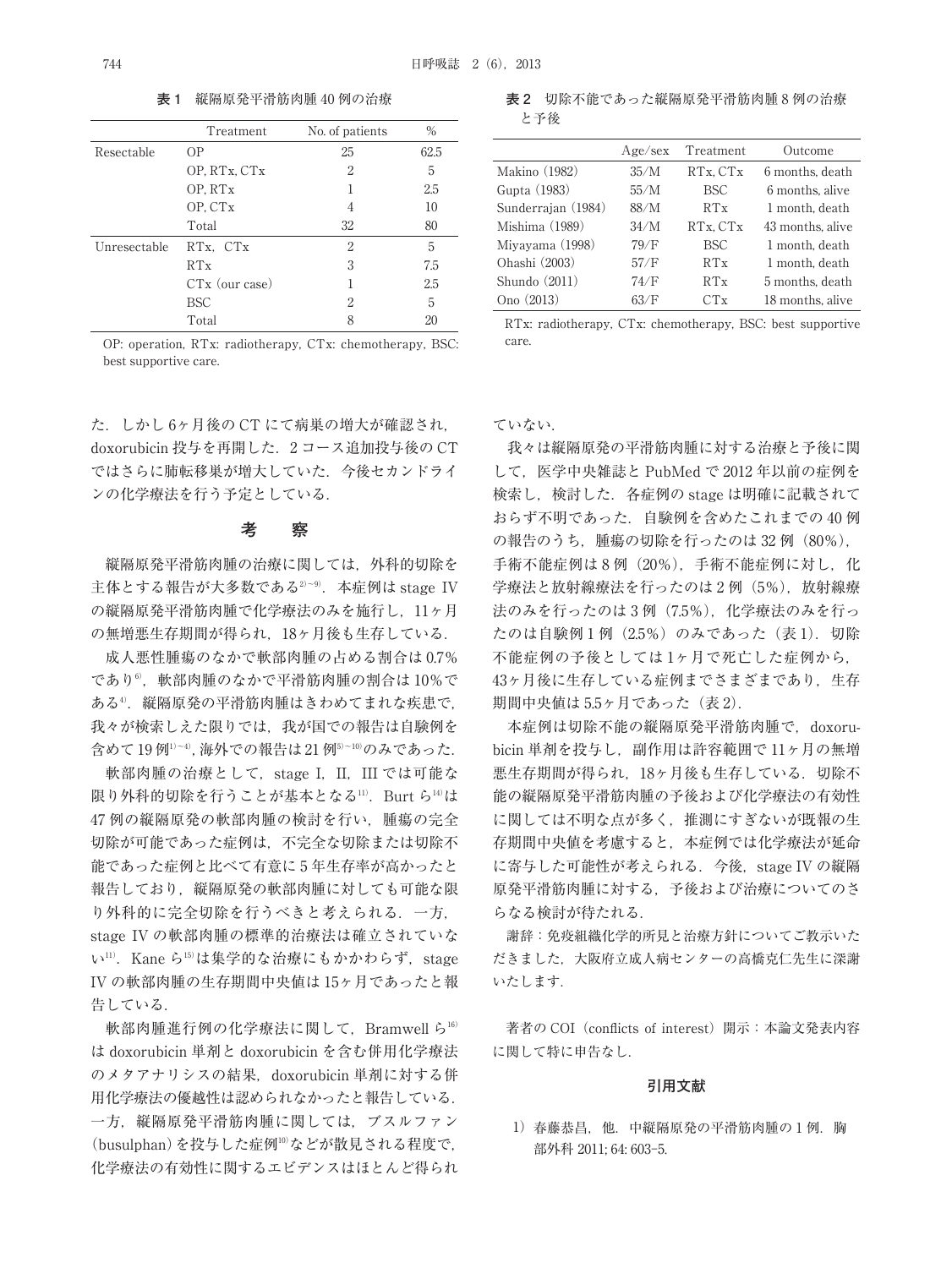**表1　縦隔原発平滑筋肉腫40例の治療**

| | Treatment | No. of patients | % |
|---|---|---|---|
| Resectable | OP | 25 | 62.5 |
| | OP, RTx, CTx | 2 | 5 |
| | OP, RTx | 1 | 2.5 |
| | OP, CTx | 4 | 10 |
| | Total | 32 | 80 |
| Unresectable | RTx, CTx | 2 | 5 |
| | RTx | 3 | 7.5 |
| | CTx (our case) | 1 | 2.5 |
| | BSC | 2 | 5 |
| | Total | 8 | 20 |

OP: operation, RTx: radiotherapy, CTx: chemotherapy, BSC: best supportive care.

**表2　切除不能であった縦隔原発平滑筋肉腫8例の治療と予後**

| | Age/sex | Treatment | Outcome |
|---|---|---|---|
| Makino (1982) | 35/M | RTx, CTx | 6 months, death |
| Gupta (1983) | 55/M | BSC | 6 months, alive |
| Sunderrajan (1984) | 88/M | RTx | 1 month, death |
| Mishima (1989) | 34/M | RTx, CTx | 43 months, alive |
| Miyayama (1998) | 79/F | BSC | 1 month, death |
| Ohashi (2003) | 57/F | RTx | 1 month, death |
| Shundo (2011) | 74/F | RTx | 5 months, death |
| Ono (2013) | 63/F | CTx | 18 months, alive |

RTx: radiotherapy, CTx: chemotherapy, BSC: best supportive care.

た．しかし6ヶ月後のCTにて病巣の増大が確認され，doxorubicin投与を再開した．2コース追加投与後のCTではさらに肺転移巣が増大していた．今後セカンドラインの化学療法を行う予定としている．

## 考　察

縦隔原発平滑筋肉腫の治療に関しては，外科的切除を主体とする報告が大多数である[2)~9)]．本症例はstage IVの縦隔原発平滑筋肉腫で化学療法のみを施行し，11ヶ月の無増悪生存期間が得られ，18ヶ月後も生存している．

成人悪性腫瘍のなかで軟部肉腫の占める割合は0.7%であり[6)]，軟部肉腫のなかで平滑筋肉腫の割合は10%である[4)]．縦隔原発の平滑筋肉腫はきわめてまれな疾患で，我々が検索しえた限りでは，我が国での報告は自験例を含めて19例[1)~4)]，海外での報告は21例[5)~10)]のみであった．

軟部肉腫の治療として，stage I，II，IIIでは可能な限り外科的切除を行うことが基本となる[11)]．Burtら[14)]は47例の縦隔原発の軟部肉腫の検討を行い，腫瘍の完全切除が可能であった症例は，不完全な切除または切除不能であった症例と比べて有意に5年生存率が高かったと報告しており，縦隔原発の軟部肉腫に対しても可能な限り外科的に完全切除を行うべきと考えられる．一方，stage IVの軟部肉腫の標準的治療法は確立されていない[11)]．Kaneら[15)]は集学的な治療にもかかわらず，stage IVの軟部肉腫の生存期間中央値は15ヶ月であったと報告している．

軟部肉腫進行例の化学療法に関して，Bramwellら[16)]はdoxorubicin単剤とdoxorubicinを含む併用化学療法のメタアナリシスの結果，doxorubicin単剤に対する併用化学療法の優越性は認められなかったと報告している．一方，縦隔原発平滑筋肉腫に関しては，ブスルファン(busulphan)を投与した症例[10)]などが散見される程度で，化学療法の有効性に関するエビデンスはほとんど得られていない．

我々は縦隔原発の平滑筋肉腫に対する治療と予後に関して，医学中央雑誌とPubMedで2012年以前の症例を検索し，検討した．各症例のstageは明確に記載されておらず不明であった．自験例を含めたこれまでの40例の報告のうち，腫瘍の切除を行ったのは32例（80%），手術不能症例は8例（20%），手術不能症例に対し，化学療法と放射線療法を行ったのは2例（5%），放射線療法のみを行ったのは3例（7.5%），化学療法のみを行ったのは自験例1例（2.5%）のみであった（表1）．切除不能症例の予後としては1ヶ月で死亡した症例から，43ヶ月後に生存している症例までさまざまであり，生存期間中央値は5.5ヶ月であった（表2）．

本症例は切除不能の縦隔原発平滑筋肉腫で，doxorubicin単剤を投与し，副作用は許容範囲で11ヶ月の無増悪生存期間が得られ，18ヶ月後も生存している．切除不能の縦隔原発平滑筋肉腫の予後および化学療法の有効性に関しては不明な点が多く，推測にすぎないが既報の生存期間中央値を考慮すると，本症例では化学療法が延命に寄与した可能性が考えられる．今後，stage IVの縦隔原発平滑筋肉腫に対する，予後および治療についてのさらなる検討が待たれる．

謝辞：免疫組織化学的所見と治療方針についてご教示いただきました，大阪府立成人病センターの高橋克仁先生に深謝いたします．

著者のCOI（conflicts of interest）開示：本論文発表内容に関して特に申告なし．

### 引用文献

1) 春藤恭昌，他．中縦隔原発の平滑筋肉腫の1例．胸部外科 2011; 64: 603-5.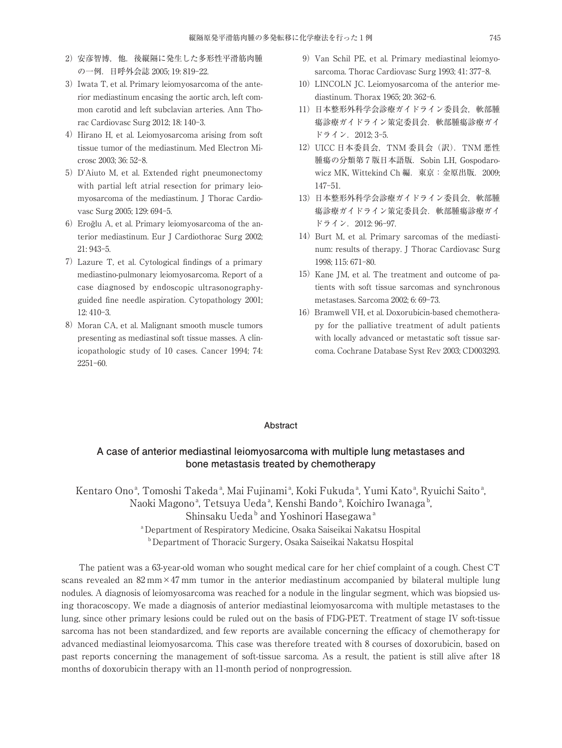2) 安彦智博，他．後縦隔に発生した多形性平滑筋肉腫の一例．日呼外会誌 2005; 19: 819–22.

3) Iwata T, et al. Primary leiomyosarcoma of the anterior mediastinum encasing the aortic arch, left common carotid and left subclavian arteries. Ann Thorac Cardiovasc Surg 2012; 18: 140–3.

4) Hirano H, et al. Leiomyosarcoma arising from soft tissue tumor of the mediastinum. Med Electron Microsc 2003; 36: 52–8.

5) D'Aiuto M, et al. Extended right pneumonectomy with partial left atrial resection for primary leiomyosarcoma of the mediastinum. J Thorac Cardiovasc Surg 2005; 129: 694–5.

6) Eroğlu A, et al. Primary leiomyosarcoma of the anterior mediastinum. Eur J Cardiothorac Surg 2002; 21: 943–5.

7) Lazure T, et al. Cytological findings of a primary mediastino-pulmonary leiomyosarcoma. Report of a case diagnosed by endoscopic ultrasonography-guided fine needle aspiration. Cytopathology 2001; 12: 410–3.

8) Moran CA, et al. Malignant smooth muscle tumors presenting as mediastinal soft tissue masses. A clinicopathologic study of 10 cases. Cancer 1994; 74: 2251–60.

9) Van Schil PE, et al. Primary mediastinal leiomyosarcoma. Thorac Cardiovasc Surg 1993; 41: 377–8.

10) LINCOLN JC. Leiomyosarcoma of the anterior mediastinum. Thorax 1965; 20: 362–6.

11) 日本整形外科学会診療ガイドライン委員会，軟部腫瘍診療ガイドライン策定委員会．軟部腫瘍診療ガイドライン．2012; 3–5.

12) UICC 日本委員会，TNM 委員会（訳）．TNM 悪性腫瘍の分類第 7 版日本語版．Sobin LH, Gospodarowicz MK, Wittekind Ch 編．東京：金原出版．2009; 147–51.

13) 日本整形外科学会診療ガイドライン委員会，軟部腫瘍診療ガイドライン策定委員会．軟部腫瘍診療ガイドライン．2012: 96–97.

14) Burt M, et al. Primary sarcomas of the mediastinum: results of therapy. J Thorac Cardiovasc Surg 1998; 115: 671–80.

15) Kane JM, et al. The treatment and outcome of patients with soft tissue sarcomas and synchronous metastases. Sarcoma 2002; 6: 69–73.

16) Bramwell VH, et al. Doxorubicin-based chemotherapy for the palliative treatment of adult patients with locally advanced or metastatic soft tissue sarcoma. Cochrane Database Syst Rev 2003; CD003293.

## Abstract

### A case of anterior mediastinal leiomyosarcoma with multiple lung metastases and bone metastasis treated by chemotherapy

Kentaro Ono[a], Tomoshi Takeda[a], Mai Fujinami[a], Koki Fukuda[a], Yumi Kato[a], Ryuichi Saito[a], Naoki Magono[a], Tetsuya Ueda[a], Kenshi Bando[a], Koichiro Iwanaga[b], Shinsaku Ueda[b] and Yoshinori Hasegawa[a]

[a] Department of Respiratory Medicine, Osaka Saiseikai Nakatsu Hospital

[b] Department of Thoracic Surgery, Osaka Saiseikai Nakatsu Hospital

The patient was a 63-year-old woman who sought medical care for her chief complaint of a cough. Chest CT scans revealed an 82 mm × 47 mm tumor in the anterior mediastinum accompanied by bilateral multiple lung nodules. A diagnosis of leiomyosarcoma was reached for a nodule in the lingular segment, which was biopsied using thoracoscopy. We made a diagnosis of anterior mediastinal leiomyosarcoma with multiple metastases to the lung, since other primary lesions could be ruled out on the basis of FDG-PET. Treatment of stage IV soft-tissue sarcoma has not been standardized, and few reports are available concerning the efficacy of chemotherapy for advanced mediastinal leiomyosarcoma. This case was therefore treated with 8 courses of doxorubicin, based on past reports concerning the management of soft-tissue sarcoma. As a result, the patient is still alive after 18 months of doxorubicin therapy with an 11-month period of nonprogression.